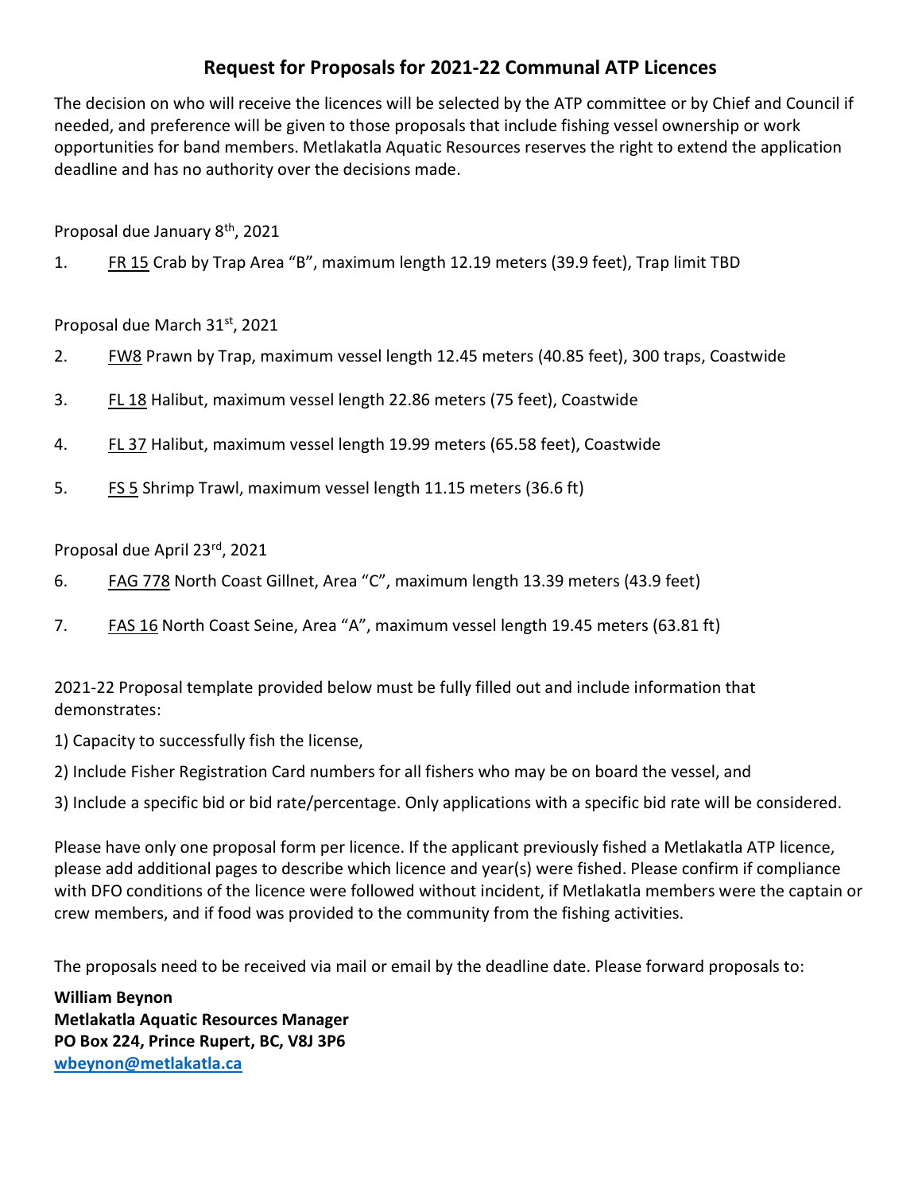# Request for Proposals for 2021-22 Communal ATP Licences

The decision on who will receive the licences will be selected by the ATP committee or by Chief and Council if needed, and preference will be given to those proposals that include fishing vessel ownership or work opportunities for band members. Metlakatla Aquatic Resources reserves the right to extend the application deadline and has no authority over the decisions made.

Proposal due January 8th, 2021

1. FR 15 Crab by Trap Area "B", maximum length 12.19 meters (39.9 feet), Trap limit TBD

Proposal due March 31st, 2021

2. FW8 Prawn by Trap, maximum vessel length 12.45 meters (40.85 feet), 300 traps, Coastwide
3. FL 18 Halibut, maximum vessel length 22.86 meters (75 feet), Coastwide
4. FL 37 Halibut, maximum vessel length 19.99 meters (65.58 feet), Coastwide
5. FS 5 Shrimp Trawl, maximum vessel length 11.15 meters (36.6 ft)

Proposal due April 23rd, 2021

6. FAG 778 North Coast Gillnet, Area "C", maximum length 13.39 meters (43.9 feet)
7. FAS 16 North Coast Seine, Area "A", maximum vessel length 19.45 meters (63.81 ft)

2021-22 Proposal template provided below must be fully filled out and include information that demonstrates:

1) Capacity to successfully fish the license,

2) Include Fisher Registration Card numbers for all fishers who may be on board the vessel, and

3) Include a specific bid or bid rate/percentage. Only applications with a specific bid rate will be considered.

Please have only one proposal form per licence. If the applicant previously fished a Metlakatla ATP licence, please add additional pages to describe which licence and year(s) were fished. Please confirm if compliance with DFO conditions of the licence were followed without incident, if Metlakatla members were the captain or crew members, and if food was provided to the community from the fishing activities.

The proposals need to be received via mail or email by the deadline date. Please forward proposals to:

**William Beynon**
**Metlakatla Aquatic Resources Manager**
**PO Box 224, Prince Rupert, BC, V8J 3P6**
**wbeynon@metlakatla.ca**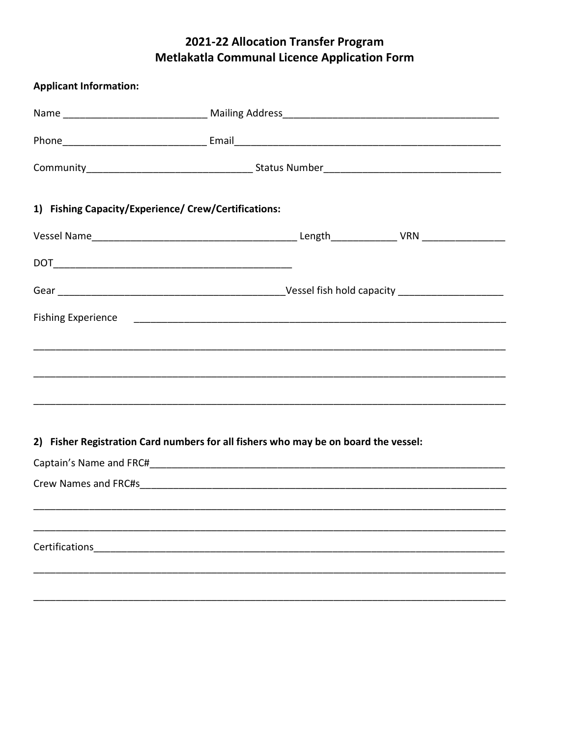# 2021-22 Allocation Transfer Program
# Metlakatla Communal Licence Application Form

**Applicant Information:**

Name __________________________ Mailing Address________________________________________

Phone__________________________ Email__________________________________________________

Community______________________________ Status Number________________________________

**1) Fishing Capacity/Experience/ Crew/Certifications:**

Vessel Name_____________________________________ Length____________ VRN _______________

DOT___________________________________________

Gear _________________________________________Vessel fish hold capacity ___________________

Fishing Experience ____________________________________________________________________

_____________________________________________________________________________________

_____________________________________________________________________________________

_____________________________________________________________________________________

**2) Fisher Registration Card numbers for all fishers who may be on board the vessel:**

Captain's Name and FRC#_______________________________________________________________

Crew Names and FRC#s_________________________________________________________________

_____________________________________________________________________________________

_____________________________________________________________________________________

Certifications__________________________________________________________________________

_____________________________________________________________________________________

_____________________________________________________________________________________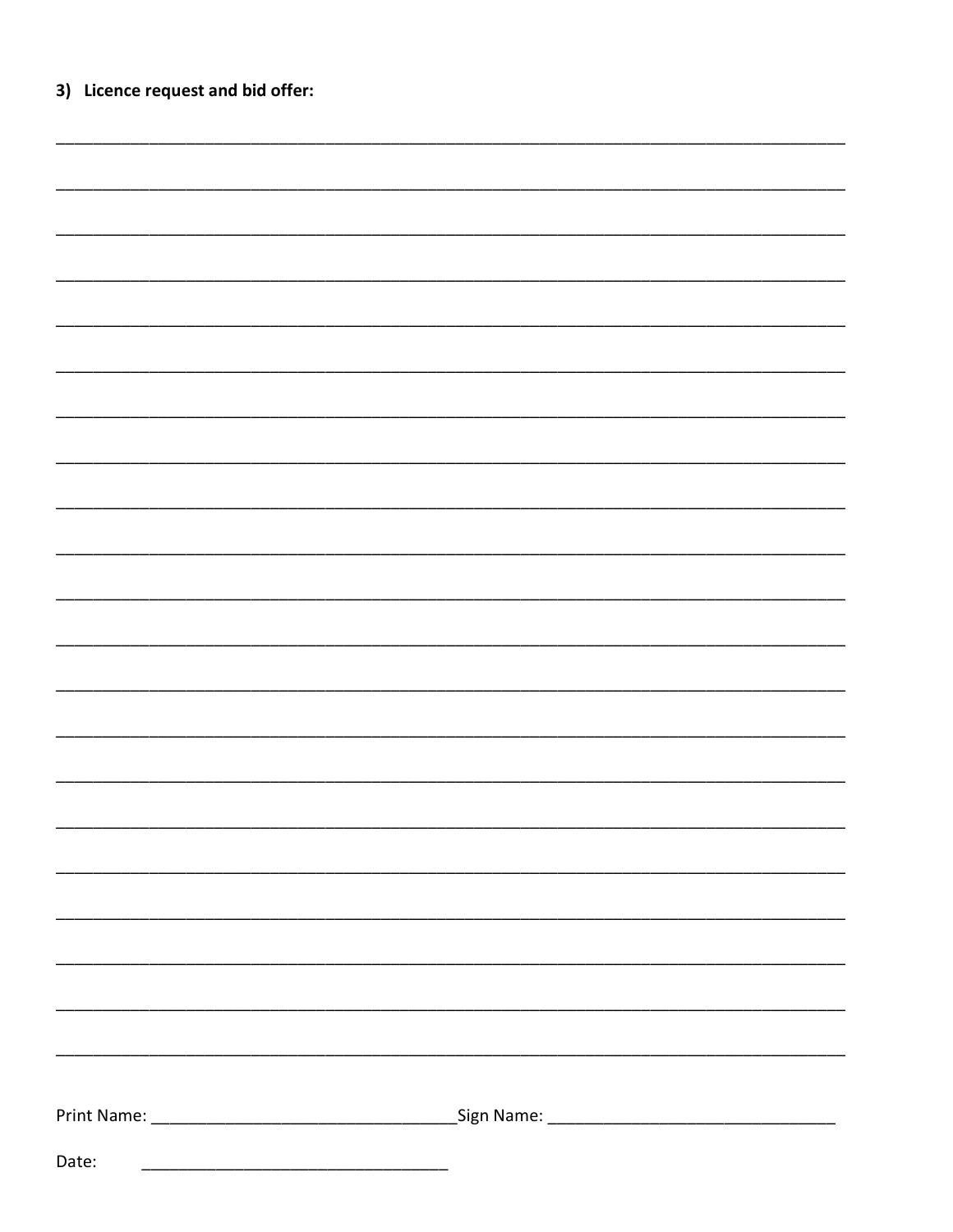**3) Licence request and bid offer:**

_______________________________________________________________________________

_______________________________________________________________________________

_______________________________________________________________________________

_______________________________________________________________________________

_______________________________________________________________________________

_______________________________________________________________________________

_______________________________________________________________________________

_______________________________________________________________________________

_______________________________________________________________________________

_______________________________________________________________________________

_______________________________________________________________________________

_______________________________________________________________________________

_______________________________________________________________________________

_______________________________________________________________________________

_______________________________________________________________________________

_______________________________________________________________________________

_______________________________________________________________________________

_______________________________________________________________________________

_______________________________________________________________________________

_______________________________________________________________________________

_______________________________________________________________________________

Print Name: ______________________________ Sign Name: ______________________________

Date: ______________________________